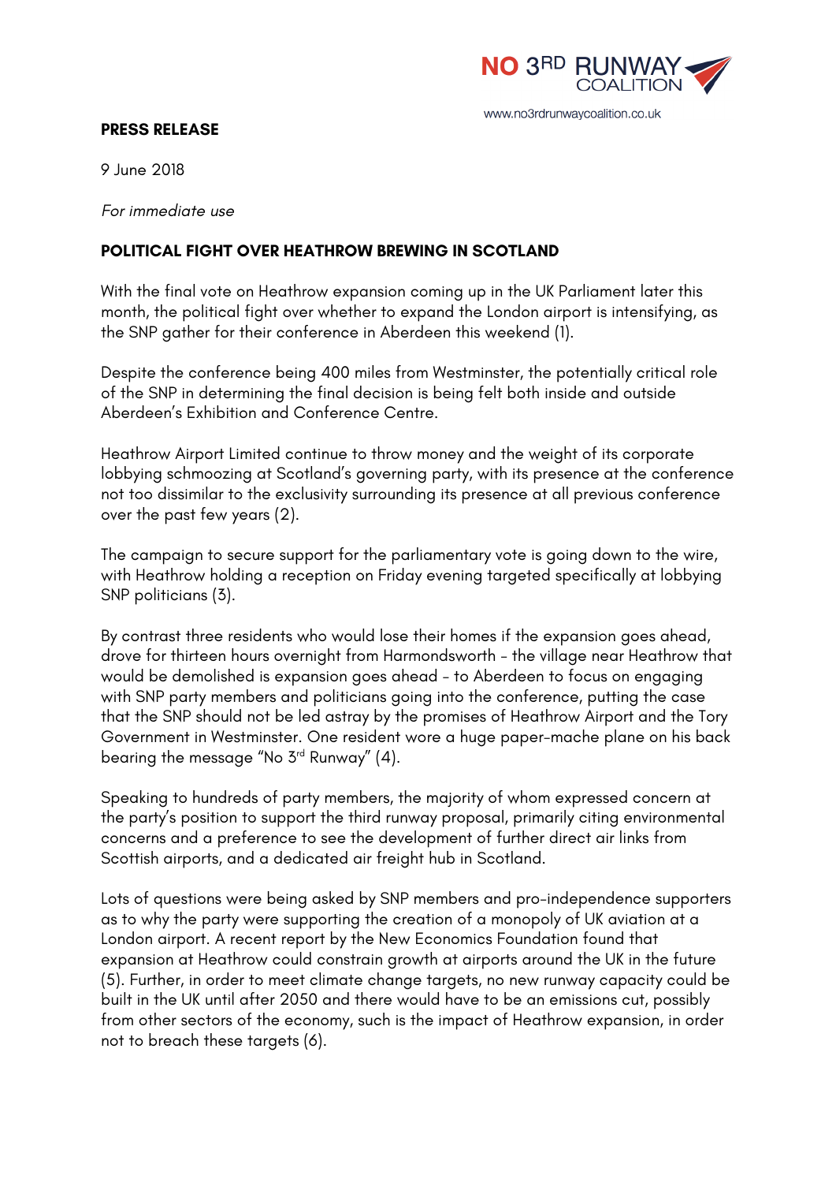NO 3RD RUNWAY COALITION

www.no3rdrunwaycoalition.co.uk

**PRESS RELEASE**

9 June 2018

*For immediate use*

**POLITICAL FIGHT OVER HEATHROW BREWING IN SCOTLAND**

With the final vote on Heathrow expansion coming up in the UK Parliament later this month, the political fight over whether to expand the London airport is intensifying, as the SNP gather for their conference in Aberdeen this weekend (1).

Despite the conference being 400 miles from Westminster, the potentially critical role of the SNP in determining the final decision is being felt both inside and outside Aberdeen's Exhibition and Conference Centre.

Heathrow Airport Limited continue to throw money and the weight of its corporate lobbying schmoozing at Scotland's governing party, with its presence at the conference not too dissimilar to the exclusivity surrounding its presence at all previous conference over the past few years (2).

The campaign to secure support for the parliamentary vote is going down to the wire, with Heathrow holding a reception on Friday evening targeted specifically at lobbying SNP politicians (3).

By contrast three residents who would lose their homes if the expansion goes ahead, drove for thirteen hours overnight from Harmondsworth – the village near Heathrow that would be demolished is expansion goes ahead – to Aberdeen to focus on engaging with SNP party members and politicians going into the conference, putting the case that the SNP should not be led astray by the promises of Heathrow Airport and the Tory Government in Westminster. One resident wore a huge paper-mache plane on his back bearing the message "No 3rd Runway" (4).

Speaking to hundreds of party members, the majority of whom expressed concern at the party's position to support the third runway proposal, primarily citing environmental concerns and a preference to see the development of further direct air links from Scottish airports, and a dedicated air freight hub in Scotland.

Lots of questions were being asked by SNP members and pro-independence supporters as to why the party were supporting the creation of a monopoly of UK aviation at a London airport. A recent report by the New Economics Foundation found that expansion at Heathrow could constrain growth at airports around the UK in the future (5). Further, in order to meet climate change targets, no new runway capacity could be built in the UK until after 2050 and there would have to be an emissions cut, possibly from other sectors of the economy, such is the impact of Heathrow expansion, in order not to breach these targets (6).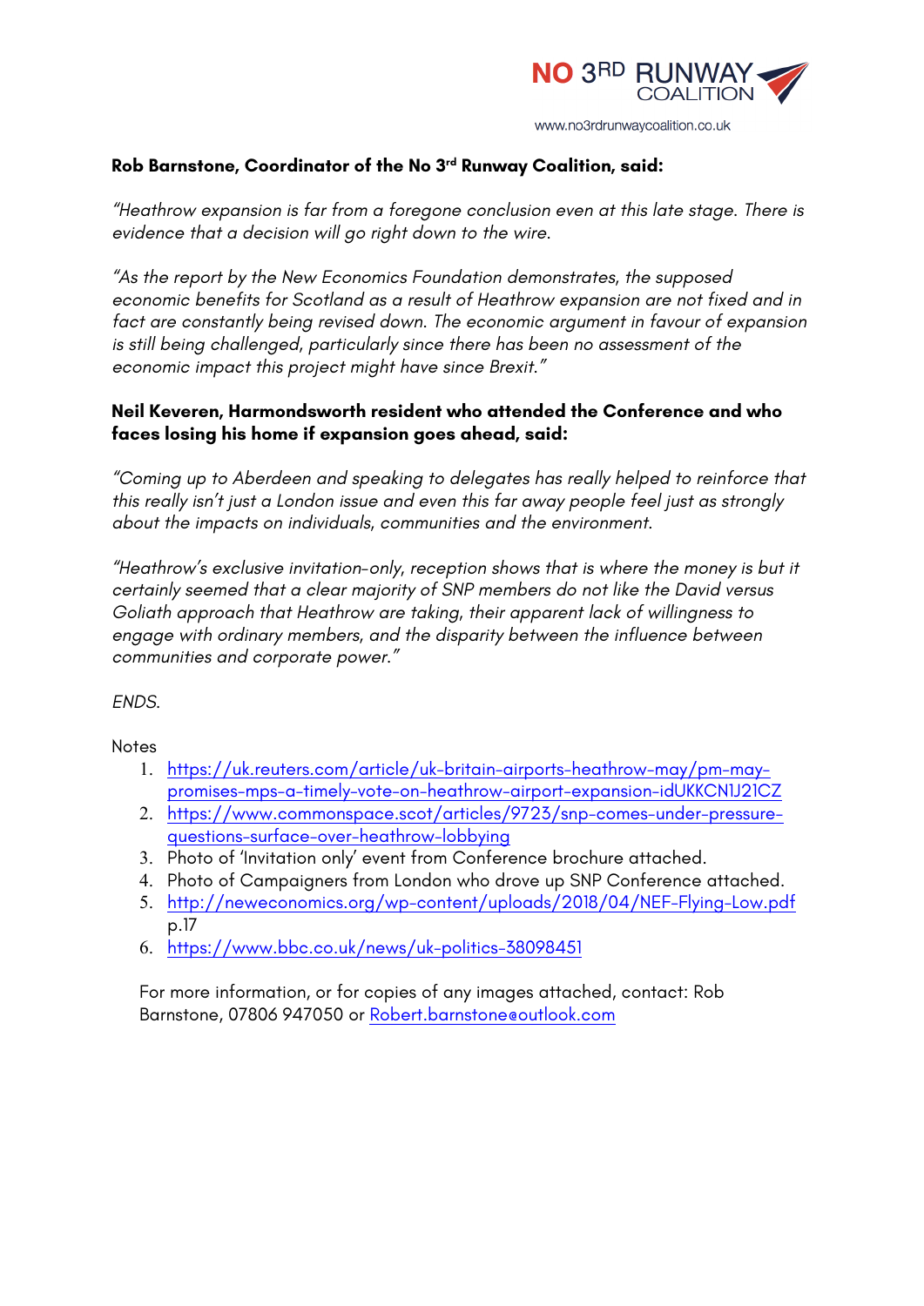**Rob Barnstone, Coordinator of the No 3rd Runway Coalition, said:**

*"Heathrow expansion is far from a foregone conclusion even at this late stage. There is evidence that a decision will go right down to the wire.*

*"As the report by the New Economics Foundation demonstrates, the supposed economic benefits for Scotland as a result of Heathrow expansion are not fixed and in fact are constantly being revised down. The economic argument in favour of expansion is still being challenged, particularly since there has been no assessment of the economic impact this project might have since Brexit."*

**Neil Keveren, Harmondsworth resident who attended the Conference and who faces losing his home if expansion goes ahead, said:**

*"Coming up to Aberdeen and speaking to delegates has really helped to reinforce that this really isn't just a London issue and even this far away people feel just as strongly about the impacts on individuals, communities and the environment.*

*"Heathrow's exclusive invitation-only, reception shows that is where the money is but it certainly seemed that a clear majority of SNP members do not like the David versus Goliath approach that Heathrow are taking, their apparent lack of willingness to engage with ordinary members, and the disparity between the influence between communities and corporate power."*

*ENDS.*

Notes

1. https://uk.reuters.com/article/uk-britain-airports-heathrow-may/pm-may-promises-mps-a-timely-vote-on-heathrow-airport-expansion-idUKKCN1J21CZ
2. https://www.commonspace.scot/articles/9723/snp-comes-under-pressure-questions-surface-over-heathrow-lobbying
3. Photo of 'Invitation only' event from Conference brochure attached.
4. Photo of Campaigners from London who drove up SNP Conference attached.
5. http://neweconomics.org/wp-content/uploads/2018/04/NEF-Flying-Low.pdf p.17
6. https://www.bbc.co.uk/news/uk-politics-38098451

For more information, or for copies of any images attached, contact: Rob Barnstone, 07806 947050 or Robert.barnstone@outlook.com